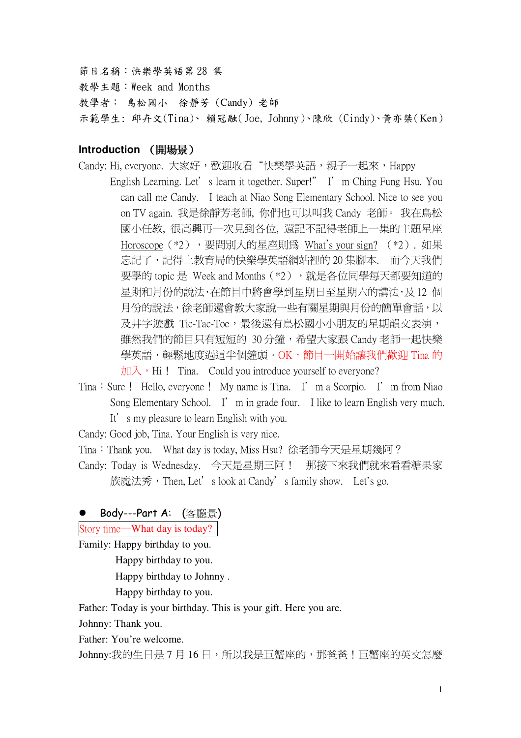節目名稱：快樂學英語第 28 集
教學主題：Week and Months
教學者： 烏松國小 徐靜芳 (Candy) 老師
示範學生: 邱卉文(Tina)、 賴冠融(Joe, Johnny)、陳欣 (Cindy)、黃亦桀(Ken)

## Introduction （開場景）

Candy: Hi, everyone. 大家好，歡迎收看 "快樂學英語，親子一起來，Happy English Learning. Let' s learn it together. Super!" I' m Ching Fung Hsu. You can call me Candy. I teach at Niao Song Elementary School. Nice to see you on TV again. 我是徐靜芳老師, 你們也可以叫我 Candy 老師。 我在烏松國小任教, 很高興再一次見到各位, 還記不記得老師上一集的主題星座 Horoscope（*2），要問別人的星座則爲 What's your sign? （*2）. 如果忘記了，記得上教育局的快樂學英語網站裡的 20 集腳本. 而今天我們要學的 topic 是 Week and Months（*2），就是各位同學每天都要知道的星期和月份的說法，在節目中將會學到星期日至星期六的講法，及 12 個月份的說法，徐老師還會教大家說一些有關星期與月份的簡單會話，以及井字遊戲 Tic-Tac-Toe，最後還有烏松國小小朋友的星期韻文表演，雖然我們的節目只有短短的 30 分鐘，希望大家跟 Candy 老師一起快樂學英語，輕鬆地度過這半個鐘頭。OK，節目一開始讓我們歡迎 Tina 的加入，Hi！ Tina. Could you introduce yourself to everyone?

Tina：Sure！ Hello, everyone！ My name is Tina. I' m a Scorpio. I' m from Niao Song Elementary School. I' m in grade four. I like to learn English very much. It' s my pleasure to learn English with you.

Candy: Good job, Tina. Your English is very nice.

Tina：Thank you. What day is today, Miss Hsu? 徐老師今天是星期幾阿？

Candy: Today is Wednesday. 今天是星期三阿！ 那接下來我們就來看看糖果家族魔法秀，Then, Let' s look at Candy' s family show. Let's go.

## ● Body---Part A: (客廳景)

Story time—What day is today?

Family: Happy birthday to you.
Happy birthday to you.
Happy birthday to Johnny .
Happy birthday to you.

Father: Today is your birthday. This is your gift. Here you are.

Johnny: Thank you.

Father: You're welcome.

Johnny:我的生日是 7 月 16 日，所以我是巨蟹座的，那爸爸！巨蟹座的英文怎麼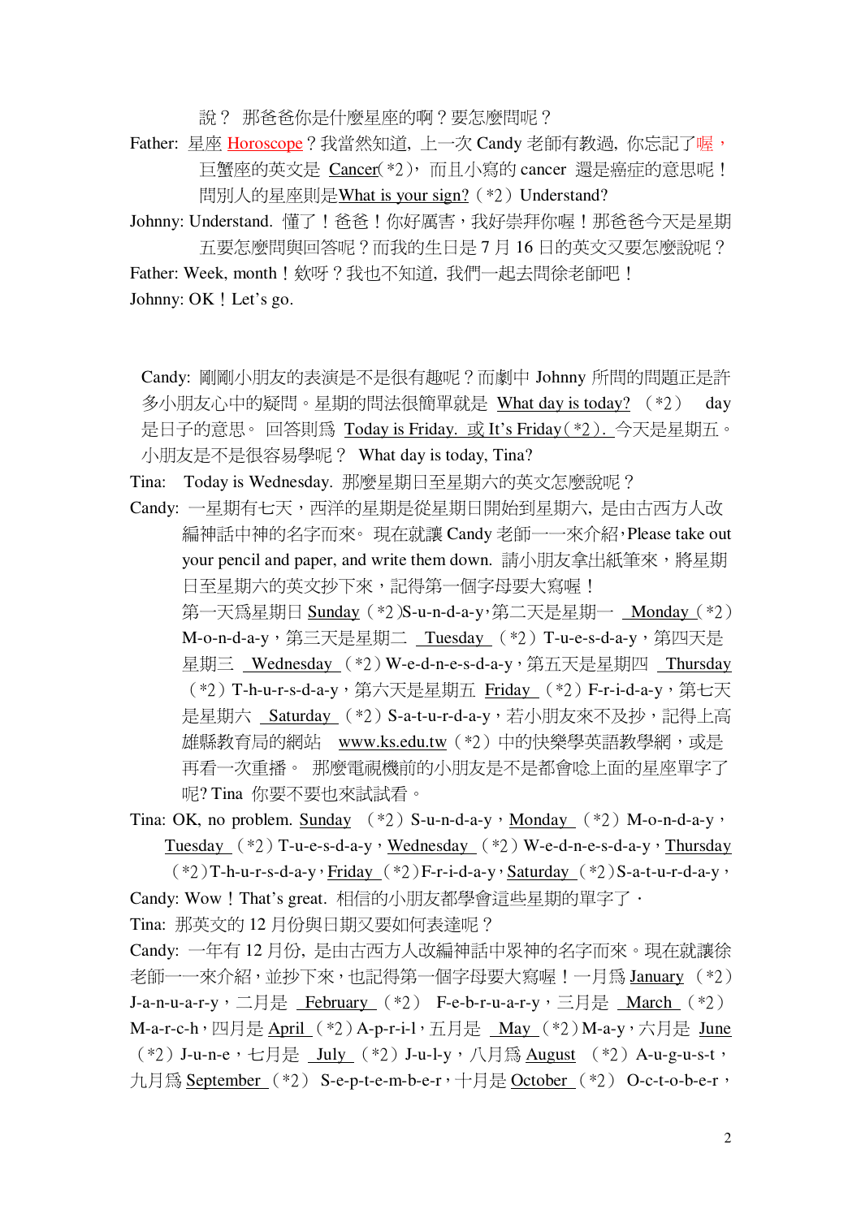說？ 那爸爸你是什麼星座的啊？要怎麼問呢？

Father: 星座 Horoscope？我當然知道，上一次 Candy 老師有教過，你忘記了喔，巨蟹座的英文是 Cancer(*2)，而且小寫的 cancer 還是癌症的意思呢！問別人的星座則是What is your sign?（*2）Understand?

Johnny: Understand. 懂了！爸爸！你好厲害，我好崇拜你喔！那爸爸今天是星期五要怎麼問與回答呢？而我的生日是 7 月 16 日的英文又要怎麼說呢？

Father: Week, month！欸呀？我也不知道，我們一起去問徐老師吧！

Johnny: OK！Let's go.

Candy: 剛剛小朋友的表演是不是很有趣呢？而劇中 Johnny 所問的問題正是許多小朋友心中的疑問。星期的問法很簡單就是 What day is today? （*2） day 是日子的意思。 回答則爲 Today is Friday. 或 It's Friday（*2）. 今天是星期五。小朋友是不是很容易學呢？ What day is today, Tina?

Tina: Today is Wednesday. 那麼星期日至星期六的英文怎麼說呢？

Candy: 一星期有七天，西洋的星期是從星期日開始到星期六，是由古西方人改編神話中神的名字而來。 現在就讓 Candy 老師一一來介紹，Please take out your pencil and paper, and write them down. 請小朋友拿出紙筆來，將星期日至星期六的英文抄下來，記得第一個字母要大寫喔！

第一天爲星期日 Sunday（*2）S-u-n-d-a-y，第二天是星期一 Monday（*2）M-o-n-d-a-y，第三天是星期二 Tuesday（*2）T-u-e-s-d-a-y，第四天是星期三 Wednesday（*2）W-e-d-n-e-s-d-a-y，第五天是星期四 Thursday（*2）T-h-u-r-s-d-a-y，第六天是星期五 Friday（*2）F-r-i-d-a-y，第七天是星期六 Saturday（*2）S-a-t-u-r-d-a-y，若小朋友來不及抄，記得上高雄縣教育局的網站 www.ks.edu.tw（*2）中的快樂學英語教學網，或是再看一次重播。 那麼電視機前的小朋友是不是都會唸上面的星座單字了呢? Tina 你要不要也來試試看。

Tina: OK, no problem. Sunday （*2）S-u-n-d-a-y，Monday（*2）M-o-n-d-a-y，Tuesday（*2）T-u-e-s-d-a-y，Wednesday（*2）W-e-d-n-e-s-d-a-y，Thursday（*2）T-h-u-r-s-d-a-y，Friday（*2）F-r-i-d-a-y，Saturday（*2）S-a-t-u-r-d-a-y，

Candy: Wow！That's great. 相信的小朋友都學會這些星期的單字了．

Tina: 那英文的 12 月份與日期又要如何表達呢？

Candy: 一年有 12 月份，是由古西方人改編神話中眾神的名字而來。現在就讓徐老師一一來介紹，並抄下來，也記得第一個字母要大寫喔！一月爲 January （*2）J-a-n-u-a-r-y，二月是 February （*2） F-e-b-r-u-a-r-y，三月是 March （*2）M-a-r-c-h，四月是 April（*2）A-p-r-i-l，五月是 May（*2）M-a-y，六月是 June（*2）J-u-n-e，七月是 July （*2）J-u-l-y，八月爲 August （*2）A-u-g-u-s-t，九月爲 September（*2） S-e-p-t-e-m-b-e-r，十月是 October（*2） O-c-t-o-b-e-r，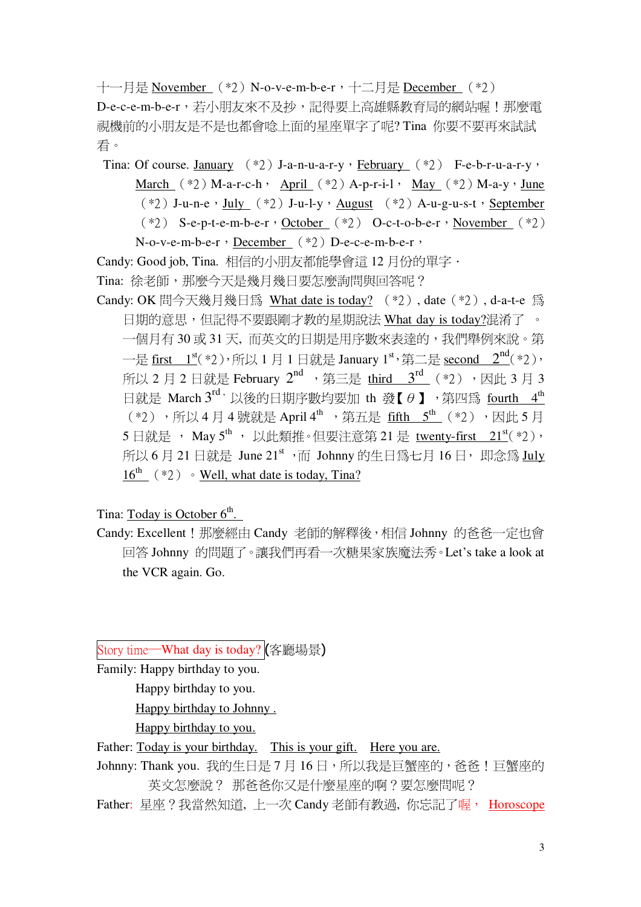十一月是 November （*2）N-o-v-e-m-b-e-r，十二月是 December （*2）D-e-c-e-m-b-e-r，若小朋友來不及抄，記得要上高雄縣教育局的網站喔！那麼電視機前的小朋友是不是也都會唸上面的星座單字了呢? Tina 你要不要再來試試看。

Tina: Of course. January （*2）J-a-n-u-a-r-y，February （*2） F-e-b-r-u-a-r-y，March （*2）M-a-r-c-h， April （*2）A-p-r-i-l， May （*2）M-a-y，June （*2）J-u-n-e，July （*2）J-u-l-y，August （*2）A-u-g-u-s-t，September （*2） S-e-p-t-e-m-b-e-r，October （*2） O-c-t-o-b-e-r，November （*2） N-o-v-e-m-b-e-r，December （*2）D-e-c-e-m-b-e-r，

Candy: Good job, Tina. 相信的小朋友都能學會這 12 月份的單字．

Tina: 徐老師，那麼今天是幾月幾日要怎麼詢問與回答呢？

Candy: OK 問今天幾月幾日爲 What date is today? （*2）, date（*2）, d-a-t-e 爲日期的意思，但記得不要跟剛才教的星期說法 What day is today?混淆了 。一個月有 30 或 31 天, 而英文的日期是用序數來表達的，我們舉例來說。第一是 first 1st（*2），所以 1 月 1 日就是 January 1st，第二是 second 2nd（*2），所以 2 月 2 日就是 February 2nd ，第三是 third 3rd （*2），因此 3 月 3 日就是 March 3rd，以後的日期序數均要加 th 發【θ】，第四爲 fourth 4th （*2），所以 4 月 4 號就是 April 4th ，第五是 fifth 5th （*2），因此 5 月 5 日就是 ， May 5th ， 以此類推。但要注意第 21 是 twenty-first 21st（*2），所以 6 月 21 日就是 June 21st ，而 Johnny 的生日爲七月 16 日， 即念爲 July 16th （*2）。Well, what date is today, Tina?

Tina: Today is October 6th.

Candy: Excellent！那麼經由 Candy 老師的解釋後，相信 Johnny 的爸爸一定也會回答 Johnny 的問題了。讓我們再看一次糖果家族魔法秀。Let's take a look at the VCR again. Go.

Story time—What day is today? (客廳場景)

Family: Happy birthday to you.  
Happy birthday to you.  
Happy birthday to Johnny .  
Happy birthday to you.

Father: Today is your birthday. This is your gift. Here you are.

Johnny: Thank you. 我的生日是 7 月 16 日，所以我是巨蟹座的，爸爸！巨蟹座的英文怎麼說？ 那爸爸你又是什麼星座的啊？要怎麼問呢？

Father: 星座？我當然知道, 上一次 Candy 老師有教過, 你忘記了喔， Horoscope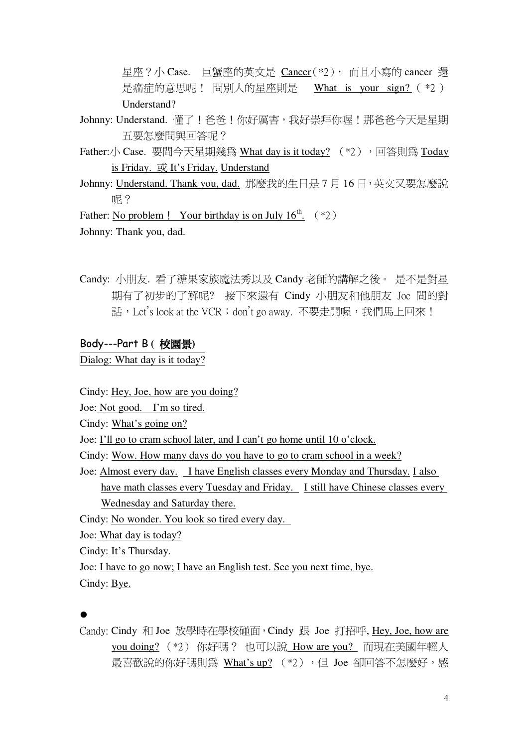星座？小 Case. 巨蟹座的英文是 <u>Cancer</u>（*2）， 而且小寫的 cancer 還是癌症的意思呢！ 問別人的星座則是 <u>What is your sign?</u>（ *2 ） Understand?

Johnny: Understand. 懂了！爸爸！你好厲害，我好崇拜你喔！那爸爸今天是星期五要怎麼問與回答呢？

Father:小 Case. 要問今天星期幾爲 <u>What day is it today?</u> （*2），回答則爲 <u>Today is Friday.</u> 或 <u>It's Friday.</u> <u>Understand</u>

Johnny: <u>Understand. Thank you, dad.</u> 那麼我的生日是 7 月 16 日，英文又要怎麼說呢？

Father: <u>No problem！ Your birthday is on July 16th.</u> （*2）

Johnny: Thank you, dad.

Candy: 小朋友. 看了糖果家族魔法秀以及 Candy 老師的講解之後。 是不是對星期有了初步的了解呢? 接下來還有 Cindy 小朋友和他朋友 Joe 間的對話，Let's look at the VCR；don't go away. 不要走開喔，我們馬上回來！

## Body---Part B ( 校園景)

Dialog: What day is it today?

Cindy: <u>Hey, Joe, how are you doing?</u>

Joe: <u>Not good. I'm so tired.</u>

Cindy: <u>What's going on?</u>

Joe: <u>I'll go to cram school later, and I can't go home until 10 o'clock.</u>

Cindy: <u>Wow. How many days do you have to go to cram school in a week?</u>

Joe: <u>Almost every day.</u> <u>I have English classes every Monday and Thursday.</u> <u>I also have math classes every Tuesday and Friday.</u> <u>I still have Chinese classes every Wednesday and Saturday there.</u>

Cindy: <u>No wonder. You look so tired every day.</u>

Joe: <u>What day is today?</u>

Cindy: <u>It's Thursday.</u>

Joe: <u>I have to go now; I have an English test. See you next time, bye.</u>

Cindy: <u>Bye.</u>

●

Candy: Cindy 和 Joe 放學時在學校碰面，Cindy 跟 Joe 打招呼, <u>Hey, Joe, how are you doing?</u>（*2） 你好嗎？ 也可以說 <u>How are you?</u> 而現在美國年輕人最喜歡說的你好嗎則爲 <u>What's up?</u> （*2），但 Joe 卻回答不怎麼好，感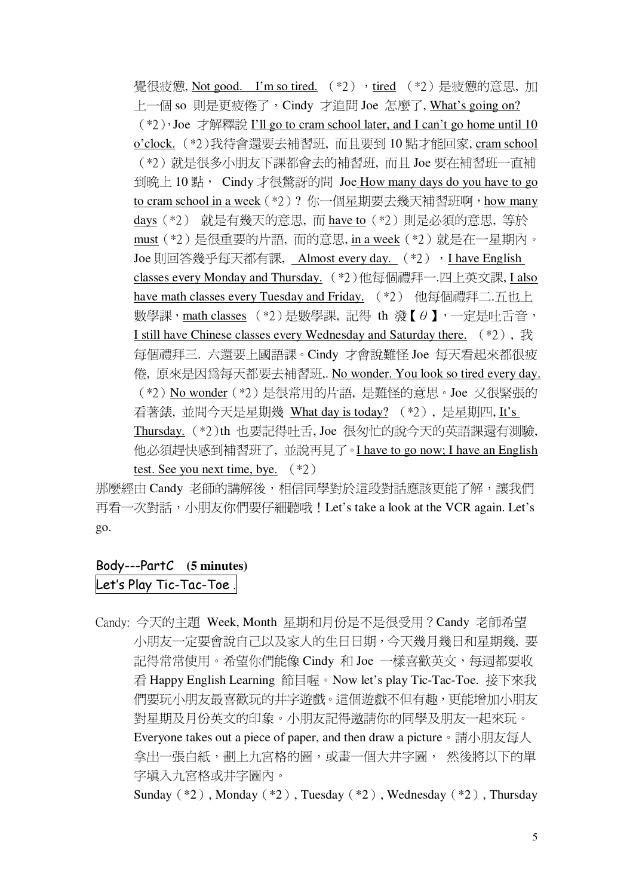覺很疲憊, Not good. I'm so tired. （*2），tired （*2）是疲憊的意思, 加上一個 so 則是更疲倦了，Cindy 才追問 Joe 怎麼了, What's going on?（*2）,Joe 才解釋說 I'll go to cram school later, and I can't go home until 10 o'clock.（*2）我待會還要去補習班, 而且要到 10 點才能回家, cram school（*2）就是很多小朋友下課都會去的補習班, 而且 Joe 要在補習班一直補到晚上 10 點， Cindy 才很驚訝的問 Joe How many days do you have to go to cram school in a week（*2）? 你一個星期要去幾天補習班啊，how many days（*2） 就是有幾天的意思, 而 have to（*2）則是必須的意思, 等於 must（*2）是很重要的片語, 而的意思, in a week（*2）就是在一星期內。Joe 則回答幾乎每天都有課, Almost every day. （*2），I have English classes every Monday and Thursday.（*2）他每個禮拜一.四上英文課, I also have math classes every Tuesday and Friday. （*2） 他每個禮拜二.五也上數學課，math classes （*2）是數學課, 記得 th 發【$\theta$】，一定是吐舌音，I still have Chinese classes every Wednesday and Saturday there. （*2）, 我每個禮拜三. 六還要上國語課。Cindy 才會說難怪 Joe 每天看起來都很疲倦, 原來是因爲每天都要去補習班,. No wonder. You look so tired every day.（*2）No wonder（*2）是很常用的片語, 是難怪的意思。Joe 又很緊張的看著錶, 並問今天是星期幾 What day is today? （*2）, 是星期四, It's Thursday.（*2）th 也要記得吐舌, Joe 很匆忙的說今天的英語課還有測驗, 他必須趕快感到補習班了, 並說再見了。I have to go now; I have an English test. See you next time, bye. （*2）

那麼經由 Candy 老師的講解後，相信同學對於這段對話應該更能了解，讓我們再看一次對話，小朋友你們要仔細聽哦！Let's take a look at the VCR again. Let's go.

## Body---PartC (5 minutes)

**Let's Play Tic-Tac-Toe .**

Candy: 今天的主題 Week, Month 星期和月份是不是很受用？Candy 老師希望小朋友一定要會說自己以及家人的生日日期，今天幾月幾日和星期幾, 要記得常常使用。希望你們能像 Cindy 和 Joe 一樣喜歡英文，每週都要收看 Happy English Learning 節目喔。Now let's play Tic-Tac-Toe. 接下來我們要玩小朋友最喜歡玩的井字遊戲。這個遊戲不但有趣，更能增加小朋友對星期及月份英文的印象。小朋友記得邀請你的同學及朋友一起來玩。Everyone takes out a piece of paper, and then draw a picture。請小朋友每人拿出一張白紙，劃上九宮格的圖，或畫一個大井字圖， 然後將以下的單字填入九宮格或井字圖內。

Sunday（*2）, Monday（*2）, Tuesday（*2）, Wednesday（*2）, Thursday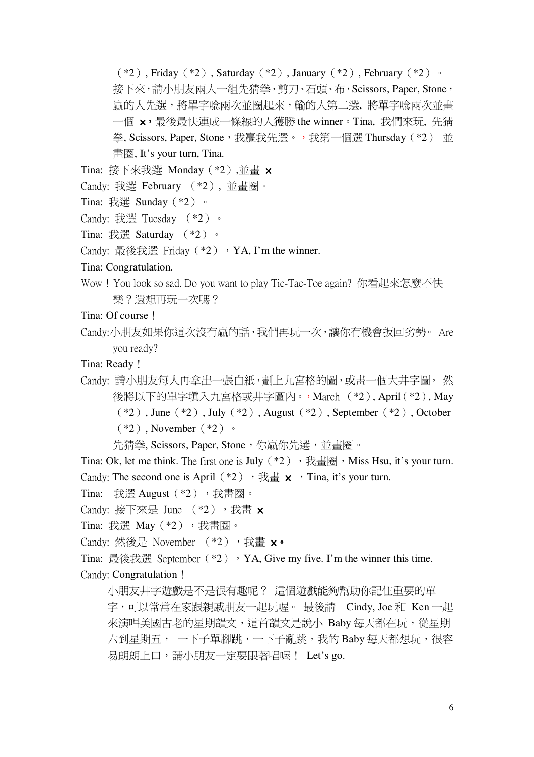（*2）, Friday（*2）, Saturday（*2）, January（*2）, February（*2）。接下來，請小朋友兩人一組先猜拳，剪刀、石頭、布，Scissors, Paper, Stone，贏的人先選，將單字唸兩次並圈起來，輸的人第二選, 將單字唸兩次並畫一個 ×，最後最快連成一條線的人獲勝 the winner。Tina, 我們來玩, 先猜拳, Scissors, Paper, Stone，我贏我先選。，我第一個選 Thursday（*2） 並畫圈, It's your turn, Tina.

Tina: 接下來我選 Monday（*2）,並畫 ×

Candy: 我選 February （*2）, 並畫圈。

Tina: 我選 Sunday（*2）。

Candy: 我選 Tuesday （*2）。

Tina: 我選 Saturday （*2）。

Candy: 最後我選 Friday（*2），YA, I'm the winner.

Tina: Congratulation.

Wow！You look so sad. Do you want to play Tic-Tac-Toe again? 你看起來怎麼不快樂？還想再玩一次嗎？

Tina: Of course！

Candy:小朋友如果你這次沒有贏的話，我們再玩一次，讓你有機會扳回劣勢。 Are you ready?

Tina: Ready！

Candy: 請小朋友每人再拿出一張白紙，劃上九宮格的圖，或畫一個大井字圖， 然後將以下的單字填入九宮格或井字圖內。，March （*2）, April（*2）, May（*2）, June（*2）, July（*2）, August（*2）, September（*2）, October（*2）, November（*2）。

先猜拳, Scissors, Paper, Stone，你贏你先選，並畫圈。

Tina: Ok, let me think. The first one is July（*2），我畫圈，Miss Hsu, it's your turn.

Candy: The second one is April（*2），我畫 ×，Tina, it's your turn.

Tina: 我選 August（*2），我畫圈。

Candy: 接下來是 June （*2），我畫 ×

Tina: 我選 May（*2），我畫圈。

Candy: 然後是 November （*2），我畫 ×。

Tina: 最後我選 September（*2），YA, Give my five. I'm the winner this time.

Candy: Congratulation！

小朋友井字遊戲是不是很有趣呢？ 這個遊戲能夠幫助你記住重要的單字，可以常常在家跟親戚朋友一起玩喔。 最後請 Cindy, Joe 和 Ken 一起來演唱美國古老的星期韻文，這首韻文是說小 Baby 每天都在玩，從星期六到星期五， 一下子單腳跳，一下子亂跳，我的 Baby 每天都想玩，很容易朗朗上口，請小朋友一定要跟著唱喔！ Let's go.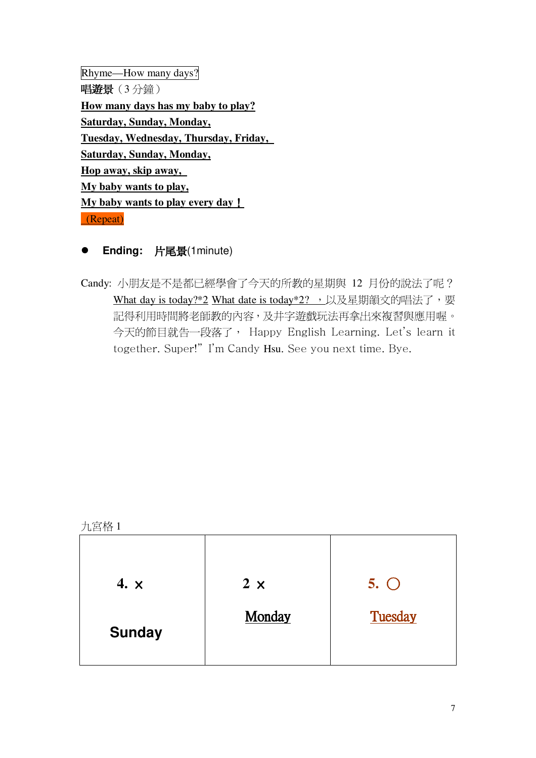Rhyme—How many days?

**唱遊景**（3 分鐘）

**How many days has my baby to play?**
**Saturday, Sunday, Monday,**
**Tuesday, Wednesday, Thursday, Friday,**
**Saturday, Sunday, Monday,**
**Hop away, skip away,**
**My baby wants to play,**
**My baby wants to play every day！**

(Repeat)

- **Ending: 片尾景**(1minute)

Candy: 小朋友是不是都已經學會了今天的所教的星期與 12 月份的說法了呢？What day is today?*2 What date is today*2? ，以及星期韻文的唱法了，要記得利用時間將老師教的內容，及井字遊戲玩法再拿出來複習與應用喔。今天的節目就告一段落了， Happy English Learning. Let's learn it together. Super!" I'm Candy Hsu. See you next time. Bye.

九宮格 1

| 4. × Sunday | 2 × Monday | 5. ○ Tuesday |
|---|---|---|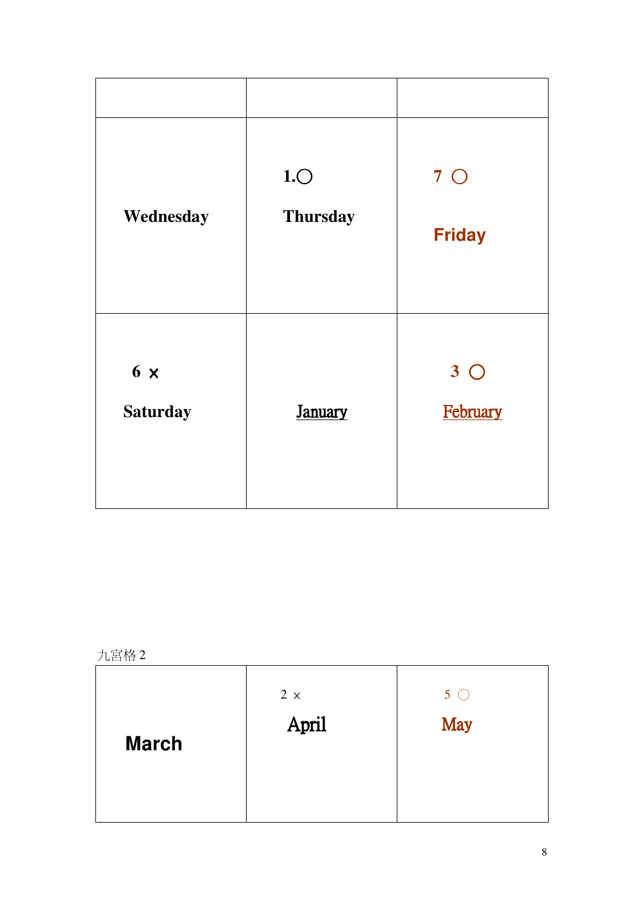| | | |
|---|---|---|
| Wednesday | 1.〇<br>Thursday | 7 〇<br>Friday |
| 6 × Saturday | January | 3 〇<br>February |

九宮格 2

| | | |
|---|---|---|
| March | 2 ×<br>April | 5 〇<br>May |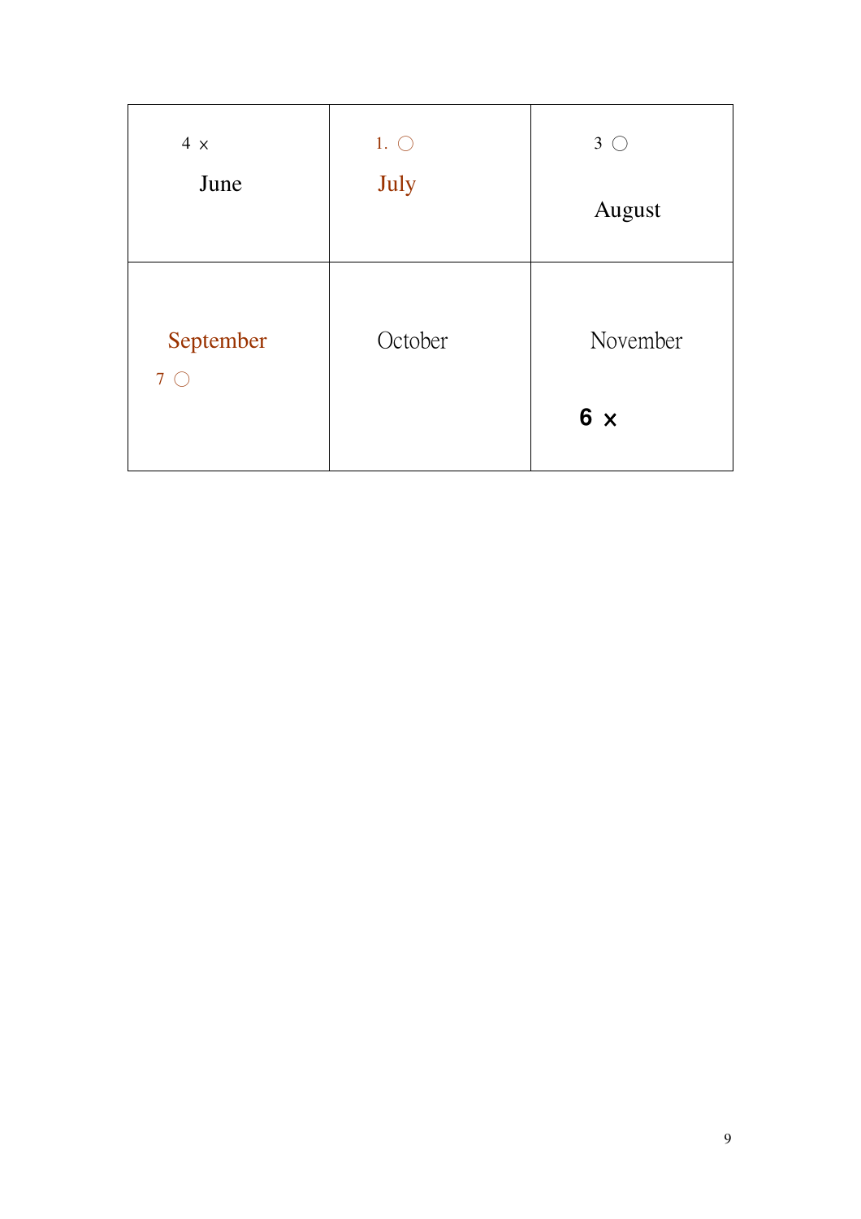| | | |
|---|---|---|
| 4 × June | 1. ○ July | 3 ○ August |
| September 7 ○ | October | November 6 × |